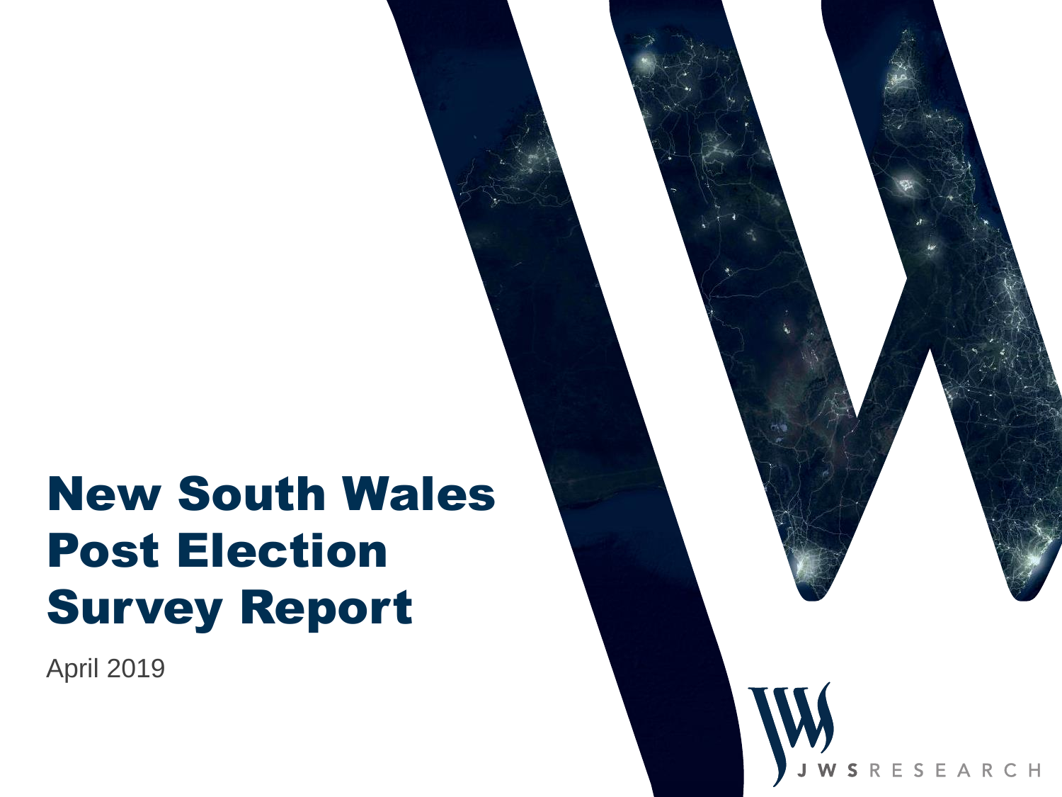# New South Wales Post Election Survey Report

April 2019

JWS RESEARCH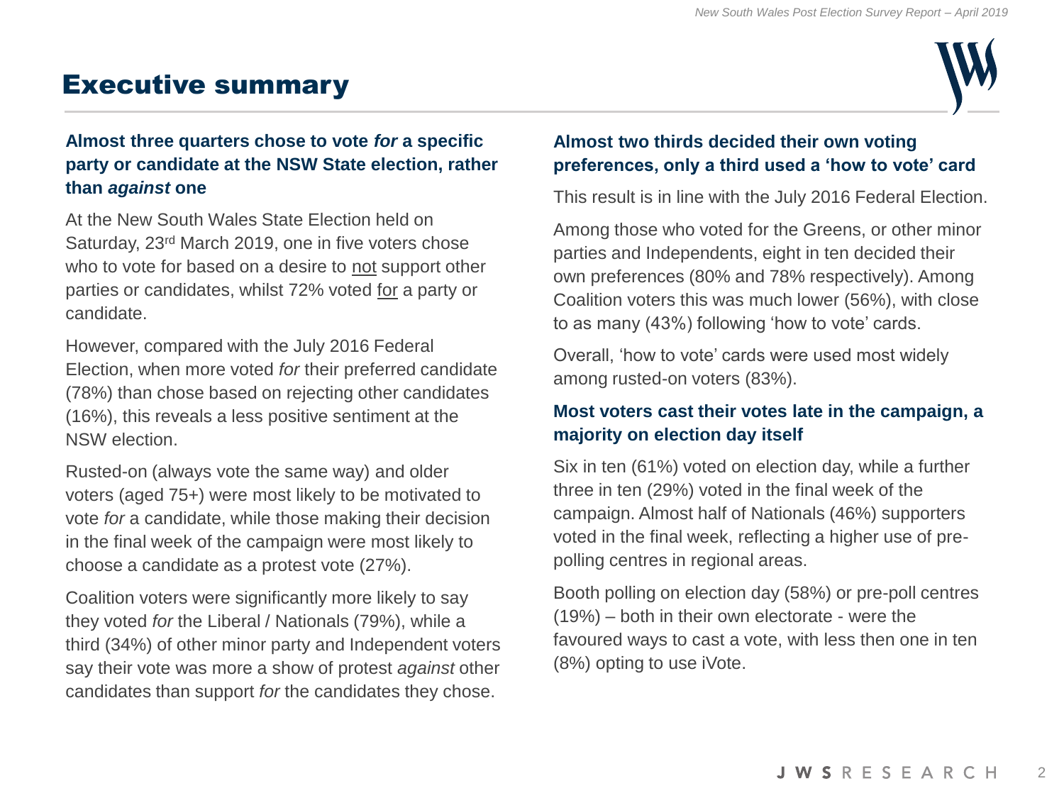# Executive summary

### Almost three quarters chose to vote *for* a specific party or candidate at the NSW State election, rather than *against* one

At the New South Wales State Election held on Saturday, 23rd March 2019, one in five voters chose who to vote for based on a desire to not support other parties or candidates, whilst 72% voted for a party or candidate.

However, compared with the July 2016 Federal Election, when more voted *for* their preferred candidate (78%) than chose based on rejecting other candidates (16%), this reveals a less positive sentiment at the NSW election.

Rusted-on (always vote the same way) and older voters (aged 75+) were most likely to be motivated to vote *for* a candidate, while those making their decision in the final week of the campaign were most likely to choose a candidate as a protest vote (27%).

Coalition voters were significantly more likely to say they voted *for* the Liberal / Nationals (79%), while a third (34%) of other minor party and Independent voters say their vote was more a show of protest *against* other candidates than support *for* the candidates they chose.

### Almost two thirds decided their own voting preferences, only a third used a 'how to vote' card

This result is in line with the July 2016 Federal Election.

Among those who voted for the Greens, or other minor parties and Independents, eight in ten decided their own preferences (80% and 78% respectively). Among Coalition voters this was much lower (56%), with close to as many (43%) following 'how to vote' cards.

Overall, 'how to vote' cards were used most widely among rusted-on voters (83%).

### Most voters cast their votes late in the campaign, a majority on election day itself

Six in ten (61%) voted on election day, while a further three in ten (29%) voted in the final week of the campaign. Almost half of Nationals (46%) supporters voted in the final week, reflecting a higher use of pre-polling centres in regional areas.

Booth polling on election day (58%) or pre-poll centres (19%) – both in their own electorate - were the favoured ways to cast a vote, with less then one in ten (8%) opting to use iVote.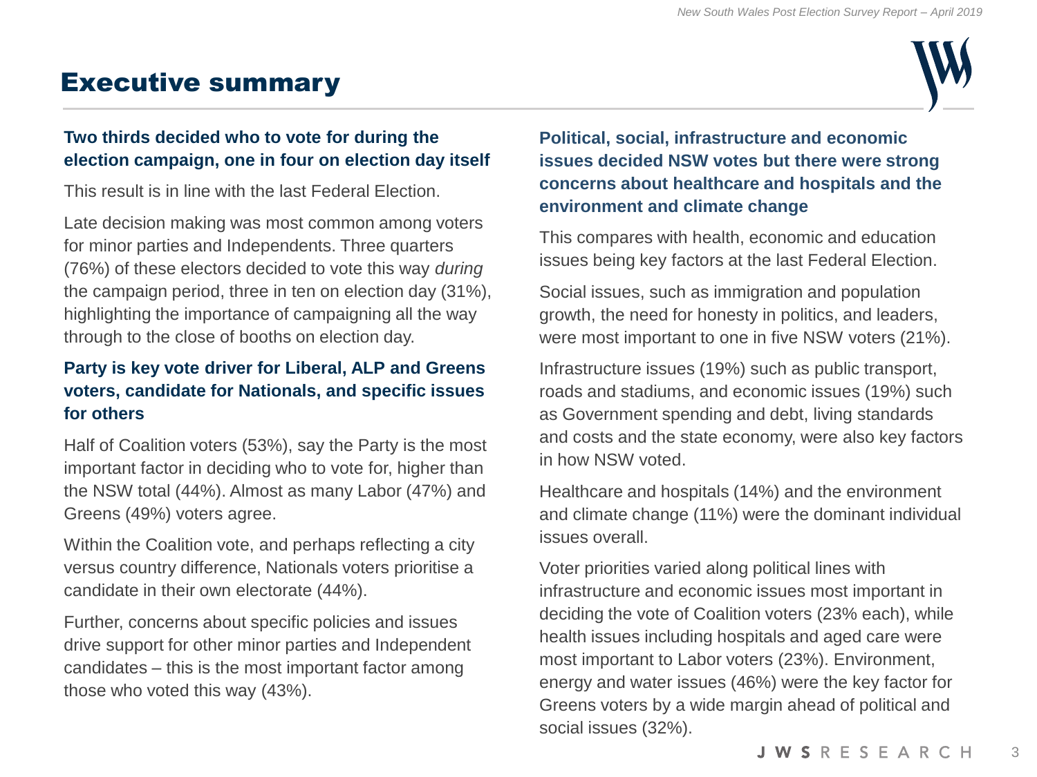# Executive summary

### Two thirds decided who to vote for during the election campaign, one in four on election day itself

This result is in line with the last Federal Election.

Late decision making was most common among voters for minor parties and Independents. Three quarters (76%) of these electors decided to vote this way *during* the campaign period, three in ten on election day (31%), highlighting the importance of campaigning all the way through to the close of booths on election day.

### Party is key vote driver for Liberal, ALP and Greens voters, candidate for Nationals, and specific issues for others

Half of Coalition voters (53%), say the Party is the most important factor in deciding who to vote for, higher than the NSW total (44%). Almost as many Labor (47%) and Greens (49%) voters agree.

Within the Coalition vote, and perhaps reflecting a city versus country difference, Nationals voters prioritise a candidate in their own electorate (44%).

Further, concerns about specific policies and issues drive support for other minor parties and Independent candidates – this is the most important factor among those who voted this way (43%).

### Political, social, infrastructure and economic issues decided NSW votes but there were strong concerns about healthcare and hospitals and the environment and climate change

This compares with health, economic and education issues being key factors at the last Federal Election.

Social issues, such as immigration and population growth, the need for honesty in politics, and leaders, were most important to one in five NSW voters (21%).

Infrastructure issues (19%) such as public transport, roads and stadiums, and economic issues (19%) such as Government spending and debt, living standards and costs and the state economy, were also key factors in how NSW voted.

Healthcare and hospitals (14%) and the environment and climate change (11%) were the dominant individual issues overall.

Voter priorities varied along political lines with infrastructure and economic issues most important in deciding the vote of Coalition voters (23% each), while health issues including hospitals and aged care were most important to Labor voters (23%). Environment, energy and water issues (46%) were the key factor for Greens voters by a wide margin ahead of political and social issues (32%).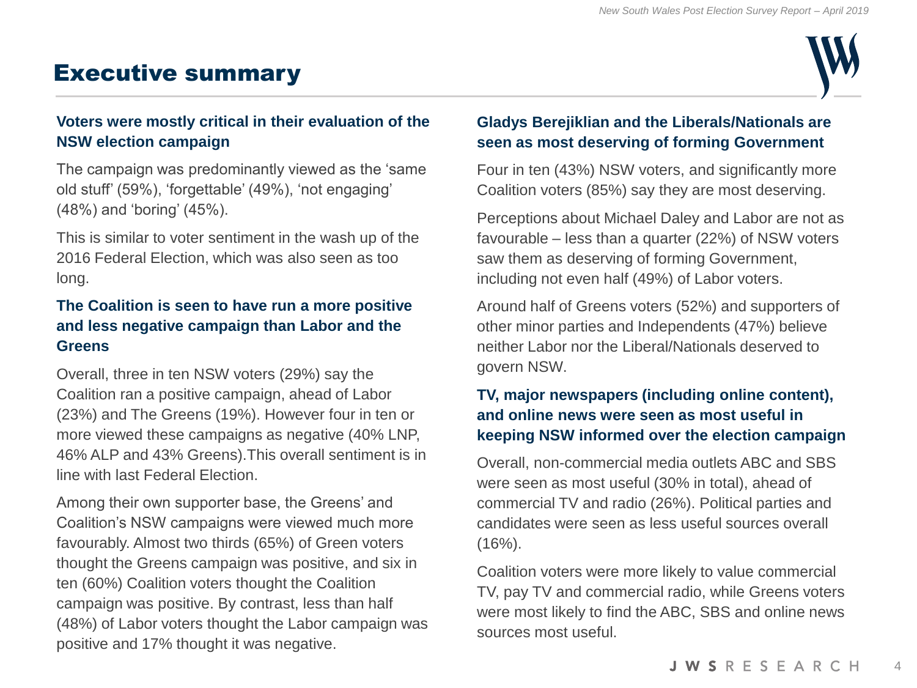# Executive summary

### Voters were mostly critical in their evaluation of the NSW election campaign

The campaign was predominantly viewed as the 'same old stuff' (59%), 'forgettable' (49%), 'not engaging' (48%) and 'boring' (45%).

This is similar to voter sentiment in the wash up of the 2016 Federal Election, which was also seen as too long.

### The Coalition is seen to have run a more positive and less negative campaign than Labor and the Greens

Overall, three in ten NSW voters (29%) say the Coalition ran a positive campaign, ahead of Labor (23%) and The Greens (19%). However four in ten or more viewed these campaigns as negative (40% LNP, 46% ALP and 43% Greens).This overall sentiment is in line with last Federal Election.

Among their own supporter base, the Greens' and Coalition's NSW campaigns were viewed much more favourably. Almost two thirds (65%) of Green voters thought the Greens campaign was positive, and six in ten (60%) Coalition voters thought the Coalition campaign was positive. By contrast, less than half (48%) of Labor voters thought the Labor campaign was positive and 17% thought it was negative.

### Gladys Berejiklian and the Liberals/Nationals are seen as most deserving of forming Government

Four in ten (43%) NSW voters, and significantly more Coalition voters (85%) say they are most deserving.

Perceptions about Michael Daley and Labor are not as favourable – less than a quarter (22%) of NSW voters saw them as deserving of forming Government, including not even half (49%) of Labor voters.

Around half of Greens voters (52%) and supporters of other minor parties and Independents (47%) believe neither Labor nor the Liberal/Nationals deserved to govern NSW.

### TV, major newspapers (including online content), and online news were seen as most useful in keeping NSW informed over the election campaign

Overall, non-commercial media outlets ABC and SBS were seen as most useful (30% in total), ahead of commercial TV and radio (26%). Political parties and candidates were seen as less useful sources overall (16%).

Coalition voters were more likely to value commercial TV, pay TV and commercial radio, while Greens voters were most likely to find the ABC, SBS and online news sources most useful.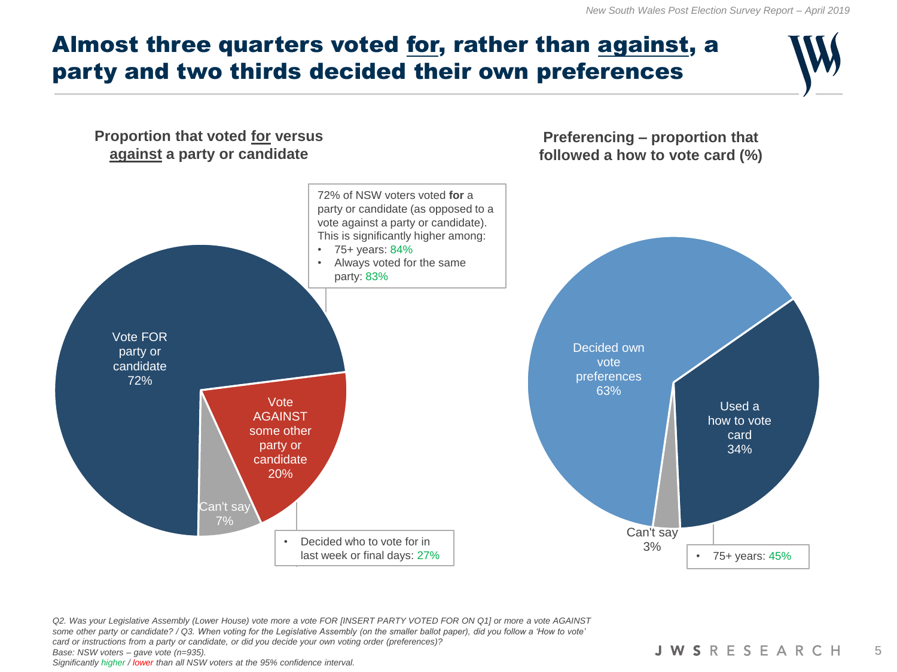# Almost three quarters voted for, rather than against, a party and two thirds decided their own preferences

## Proportion that voted for versus against a party or candidate

- Vote FOR party or candidate 72%
- Vote AGAINST some other party or candidate 20%
- Can't say 7%

72% of NSW voters voted **for** a party or candidate (as opposed to a vote against a party or candidate). This is significantly higher among:

- 75+ years: 84%
- Always voted for the same party: 83%

- Decided who to vote for in last week or final days: 27%

## Preferencing – proportion that followed a how to vote card (%)

- Decided own vote preferences 63%
- Used a how to vote card 34%
- Can't say 3%

- 75+ years: 45%

*Q2. Was your Legislative Assembly (Lower House) vote more a vote FOR [INSERT PARTY VOTED FOR ON Q1] or more a vote AGAINST some other party or candidate? / Q3. When voting for the Legislative Assembly (on the smaller ballot paper), did you follow a 'How to vote' card or instructions from a party or candidate, or did you decide your own voting order (preferences)?*
*Base: NSW voters – gave vote (n=935).*
*Significantly higher / lower than all NSW voters at the 95% confidence interval.*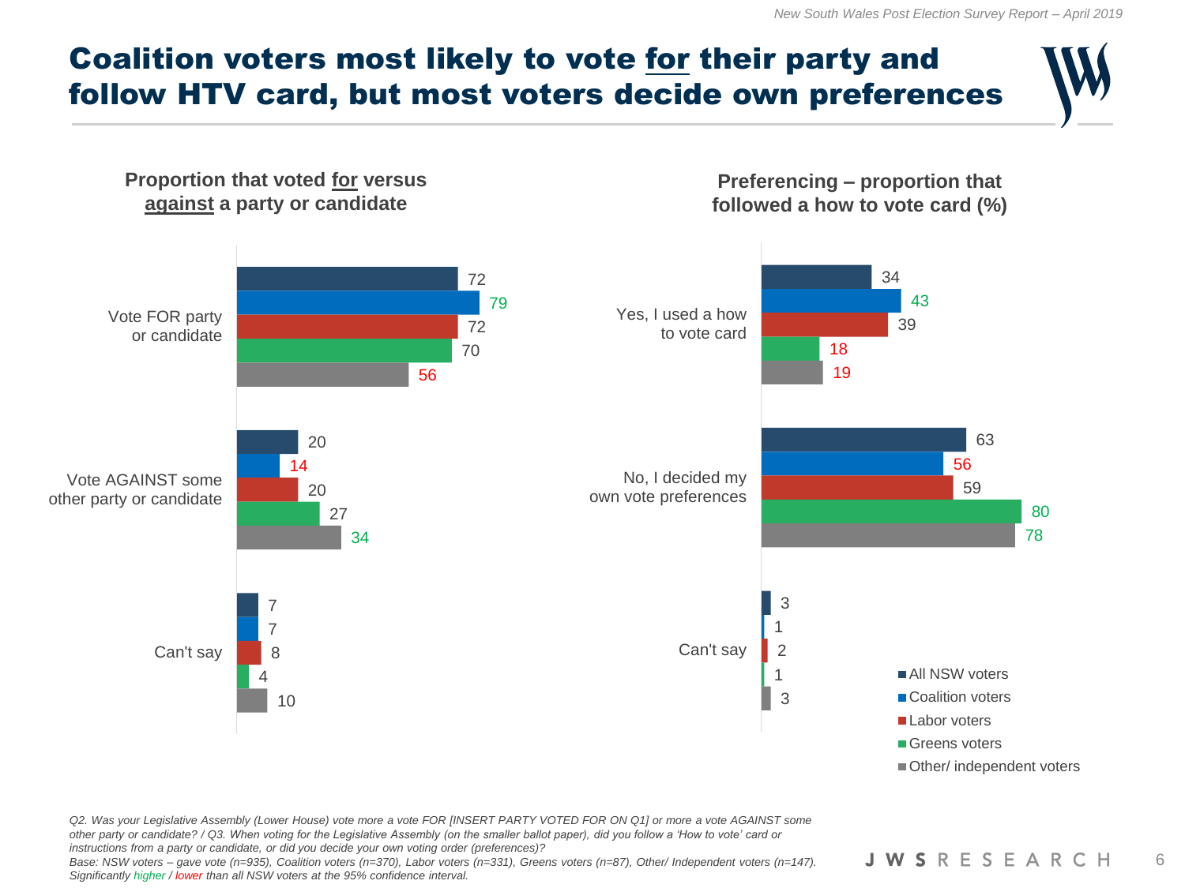# Coalition voters most likely to vote for their party and follow HTV card, but most voters decide own preferences

## Proportion that voted for versus against a party or candidate

| | All NSW voters | Coalition voters | Labor voters | Greens voters | Other/ independent voters |
|---|---|---|---|---|---|
| Vote FOR party or candidate | 72 | 79 | 72 | 70 | 56 |
| Vote AGAINST some other party or candidate | 20 | 14 | 20 | 27 | 34 |
| Can't say | 7 | 7 | 8 | 4 | 10 |

## Preferencing – proportion that followed a how to vote card (%)

| | All NSW voters | Coalition voters | Labor voters | Greens voters | Other/ independent voters |
|---|---|---|---|---|---|
| Yes, I used a how to vote card | 34 | 43 | 39 | 18 | 19 |
| No, I decided my own vote preferences | 63 | 56 | 59 | 80 | 78 |
| Can't say | 3 | 1 | 2 | 1 | 3 |

*Q2. Was your Legislative Assembly (Lower House) vote more a vote FOR [INSERT PARTY VOTED FOR ON Q1] or more a vote AGAINST some other party or candidate? / Q3. When voting for the Legislative Assembly (on the smaller ballot paper), did you follow a 'How to vote' card or instructions from a party or candidate, or did you decide your own voting order (preferences)?*
*Base: NSW voters – gave vote (n=935), Coalition voters (n=370), Labor voters (n=331), Greens voters (n=87), Other/ Independent voters (n=147).*
*Significantly higher / lower than all NSW voters at the 95% confidence interval.*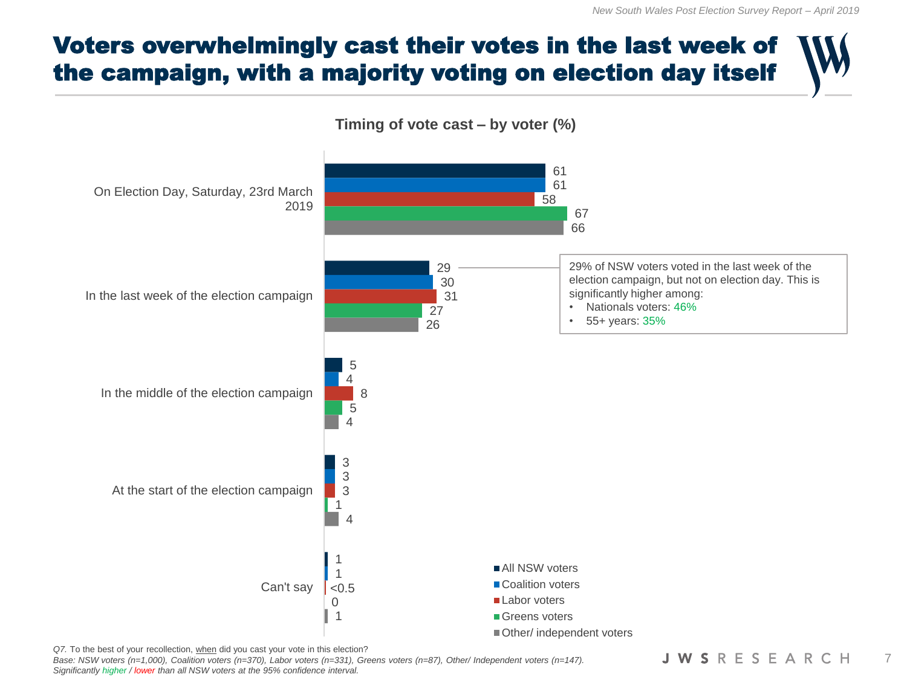# Voters overwhelmingly cast their votes in the last week of the campaign, with a majority voting on election day itself

**Timing of vote cast – by voter (%)**

| | All NSW voters | Coalition voters | Labor voters | Greens voters | Other/ independent voters |
|---|---|---|---|---|---|
| On Election Day, Saturday, 23rd March 2019 | 61 | 61 | 58 | 67 | 66 |
| In the last week of the election campaign | 29 | 30 | 31 | 27 | 26 |
| In the middle of the election campaign | 5 | 4 | 8 | 5 | 4 |
| At the start of the election campaign | 3 | 3 | 3 | 1 | 4 |
| Can't say | 1 | 1 | <0.5 | 0 | 1 |

29% of NSW voters voted in the last week of the election campaign, but not on election day. This is significantly higher among:

- Nationals voters: 46%
- 55+ years: 35%

*Q7. To the best of your recollection, when did you cast your vote in this election?*
*Base: NSW voters (n=1,000), Coalition voters (n=370), Labor voters (n=331), Greens voters (n=87), Other/ Independent voters (n=147).*
*Significantly higher / lower than all NSW voters at the 95% confidence interval.*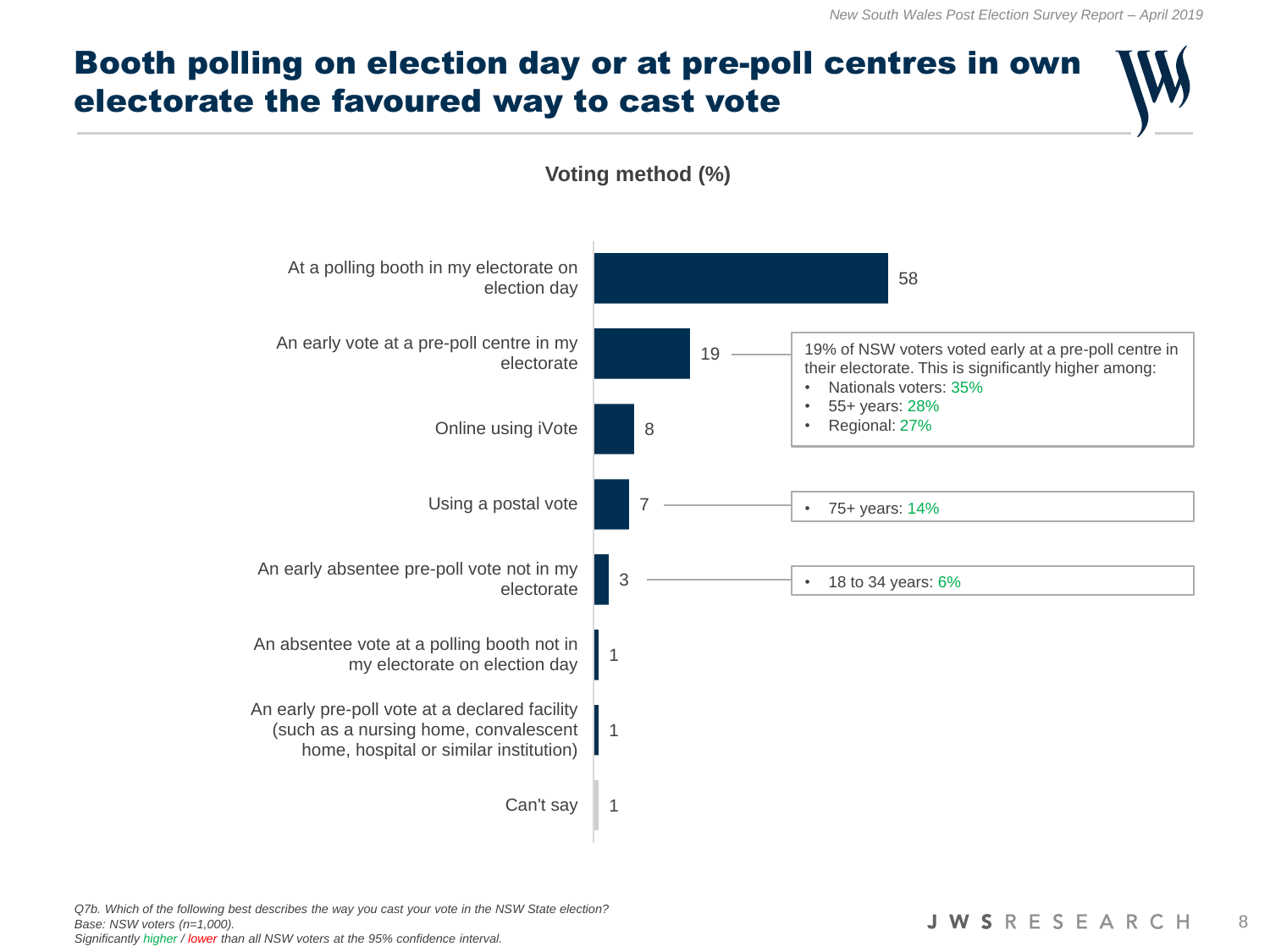# Booth polling on election day or at pre-poll centres in own electorate the favoured way to cast vote

**Voting method (%)**

| Voting method | % |
|---|---|
| At a polling booth in my electorate on election day | 58 |
| An early vote at a pre-poll centre in my electorate | 19 |
| Online using iVote | 8 |
| Using a postal vote | 7 |
| An early absentee pre-poll vote not in my electorate | 3 |
| An absentee vote at a polling booth not in my electorate on election day | 1 |
| An early pre-poll vote at a declared facility (such as a nursing home, convalescent home, hospital or similar institution) | 1 |
| Can't say | 1 |

19% of NSW voters voted early at a pre-poll centre in their electorate. This is significantly higher among:

- Nationals voters: 35%
- 55+ years: 28%
- Regional: 27%

Using a postal vote:

- 75+ years: 14%

An early absentee pre-poll vote not in my electorate:

- 18 to 34 years: 6%

*Q7b. Which of the following best describes the way you cast your vote in the NSW State election?*
*Base: NSW voters (n=1,000).*
*Significantly higher / lower than all NSW voters at the 95% confidence interval.*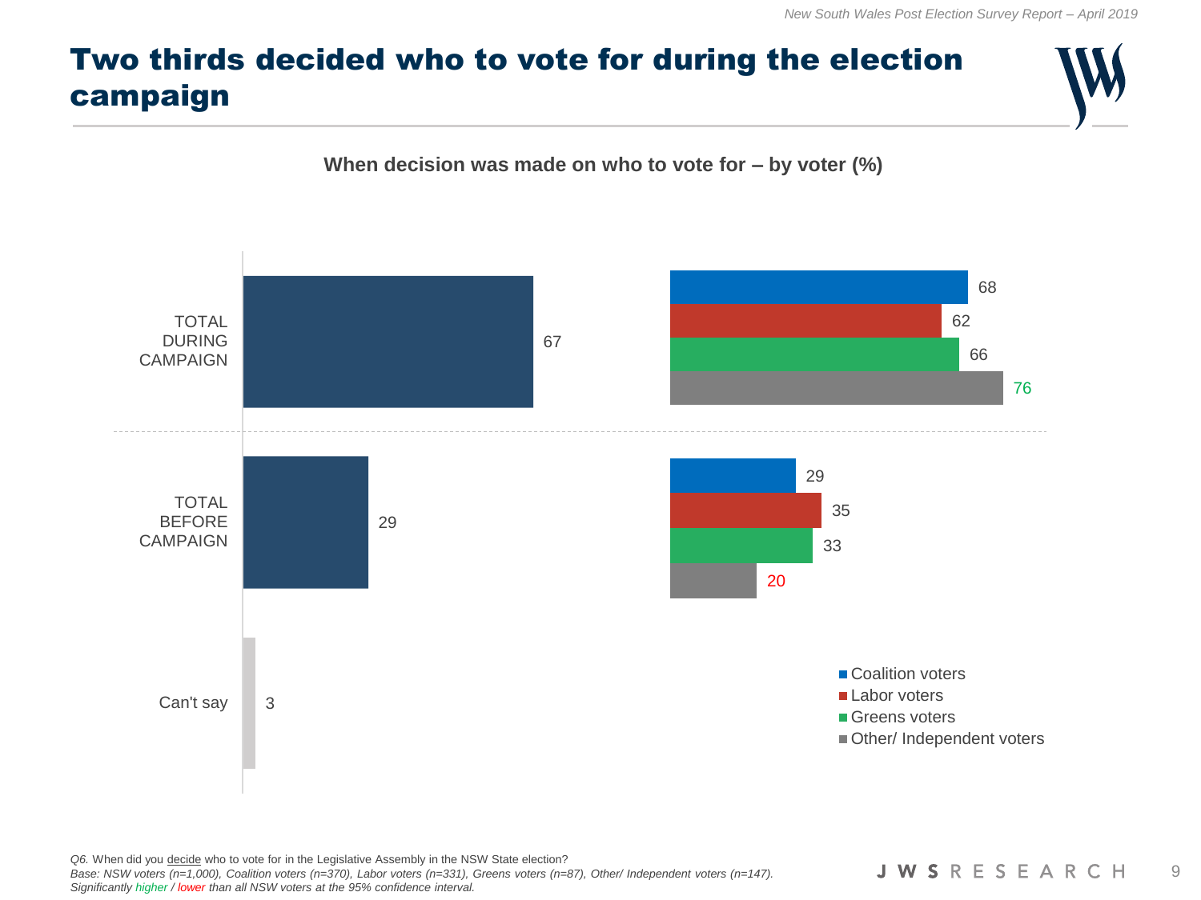# Two thirds decided who to vote for during the election campaign

**When decision was made on who to vote for – by voter (%)**

| | Total | Coalition voters | Labor voters | Greens voters | Other/ Independent voters |
|---|---|---|---|---|---|
| TOTAL DURING CAMPAIGN | 67 | 68 | 62 | 66 | 76 |
| TOTAL BEFORE CAMPAIGN | 29 | 29 | 35 | 33 | 20 |
| Can't say | 3 | | | | |

*Q6.* When did you decide who to vote for in the Legislative Assembly in the NSW State election?
*Base: NSW voters (n=1,000), Coalition voters (n=370), Labor voters (n=331), Greens voters (n=87), Other/ Independent voters (n=147).*
*Significantly higher / lower than all NSW voters at the 95% confidence interval.*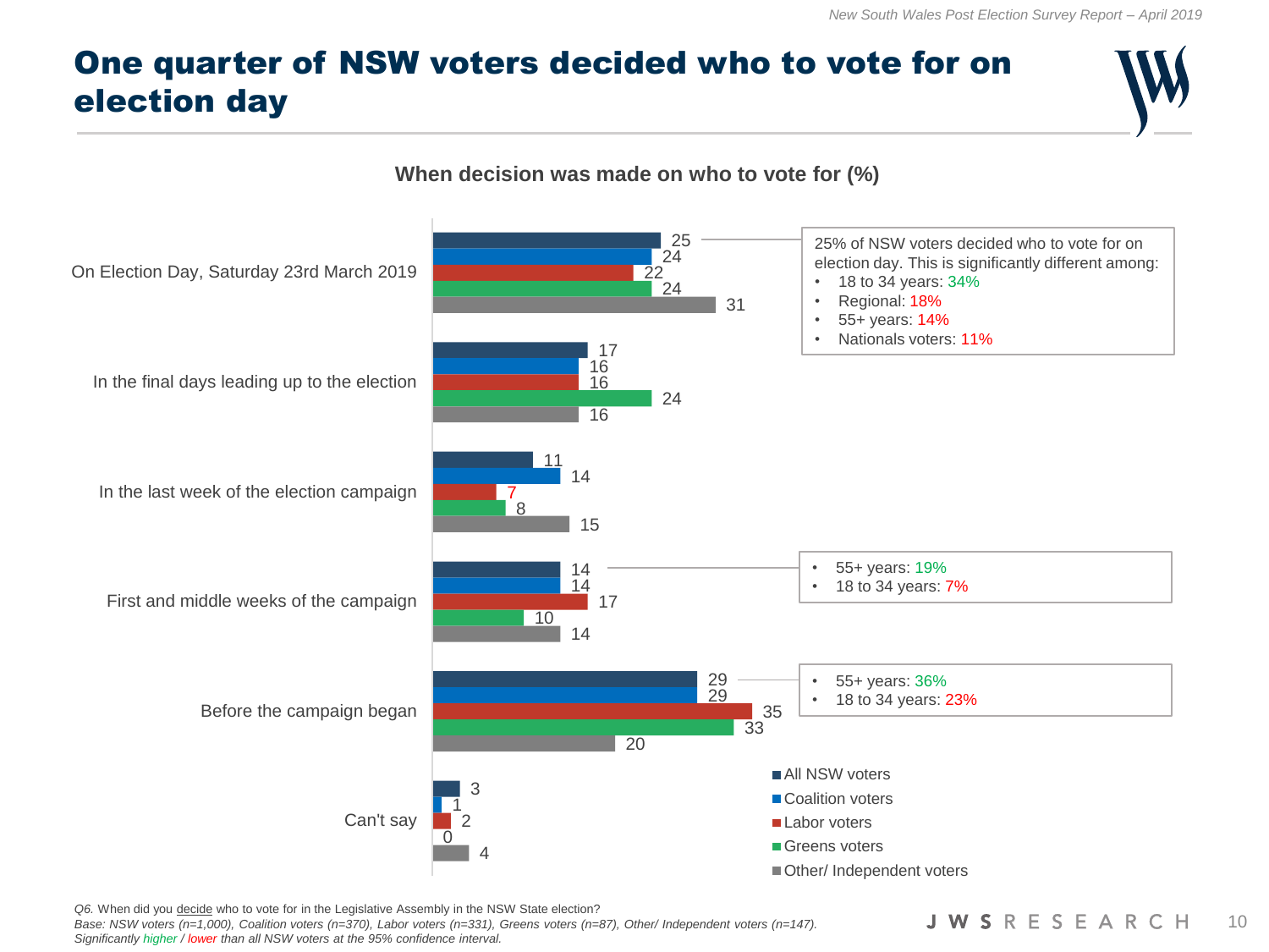# One quarter of NSW voters decided who to vote for on election day

**When decision was made on who to vote for (%)**

| | All NSW voters | Coalition voters | Labor voters | Greens voters | Other/ Independent voters |
|---|---|---|---|---|---|
| On Election Day, Saturday 23rd March 2019 | 25 | 24 | 22 | 24 | 31 |
| In the final days leading up to the election | 17 | 16 | 16 | 24 | 16 |
| In the last week of the election campaign | 11 | 14 | 7 | 8 | 15 |
| First and middle weeks of the campaign | 14 | 14 | 17 | 10 | 14 |
| Before the campaign began | 29 | 29 | 35 | 33 | 20 |
| Can't say | 3 | 1 | 2 | 0 | 4 |

25% of NSW voters decided who to vote for on election day. This is significantly different among:

- 18 to 34 years: 34%
- Regional: 18%
- 55+ years: 14%
- Nationals voters: 11%

First and middle weeks of the campaign:

- 55+ years: 19%
- 18 to 34 years: 7%

Before the campaign began:

- 55+ years: 36%
- 18 to 34 years: 23%

*Q6. When did you decide who to vote for in the Legislative Assembly in the NSW State election?*
*Base: NSW voters (n=1,000), Coalition voters (n=370), Labor voters (n=331), Greens voters (n=87), Other/ Independent voters (n=147).*
*Significantly higher / lower than all NSW voters at the 95% confidence interval.*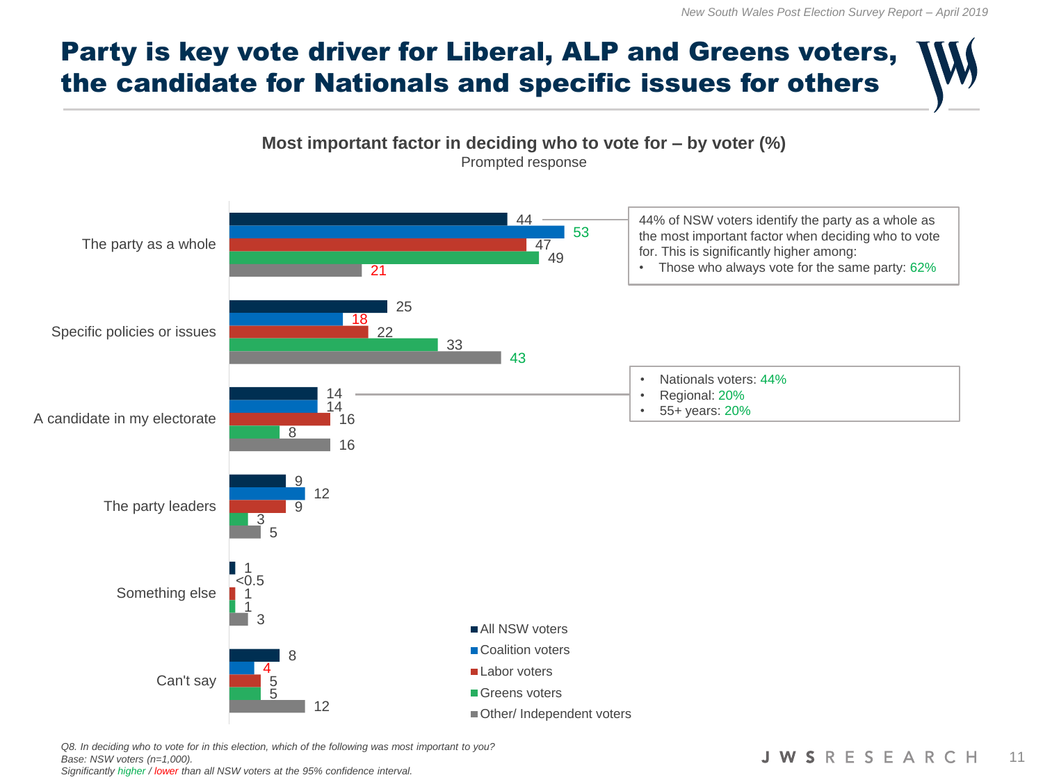# Party is key vote driver for Liberal, ALP and Greens voters, the candidate for Nationals and specific issues for others

**Most important factor in deciding who to vote for – by voter (%)**
Prompted response

| | All NSW voters | Coalition voters | Labor voters | Greens voters | Other/ Independent voters |
|---|---|---|---|---|---|
| The party as a whole | 44 | 53 | 47 | 49 | 21 |
| Specific policies or issues | 25 | 18 | 22 | 33 | 43 |
| A candidate in my electorate | 14 | 14 | 16 | 8 | 16 |
| The party leaders | 9 | 12 | 9 | 3 | 5 |
| Something else | 1 | <0.5 | 1 | 1 | 3 |
| Can't say | 8 | 4 | 5 | 5 | 12 |

44% of NSW voters identify the party as a whole as the most important factor when deciding who to vote for. This is significantly higher among:

- Those who always vote for the same party: 62%

A candidate in my electorate:

- Nationals voters: 44%
- Regional: 20%
- 55+ years: 20%

*Q8. In deciding who to vote for in this election, which of the following was most important to you?*
*Base: NSW voters (n=1,000).*
*Significantly higher / lower than all NSW voters at the 95% confidence interval.*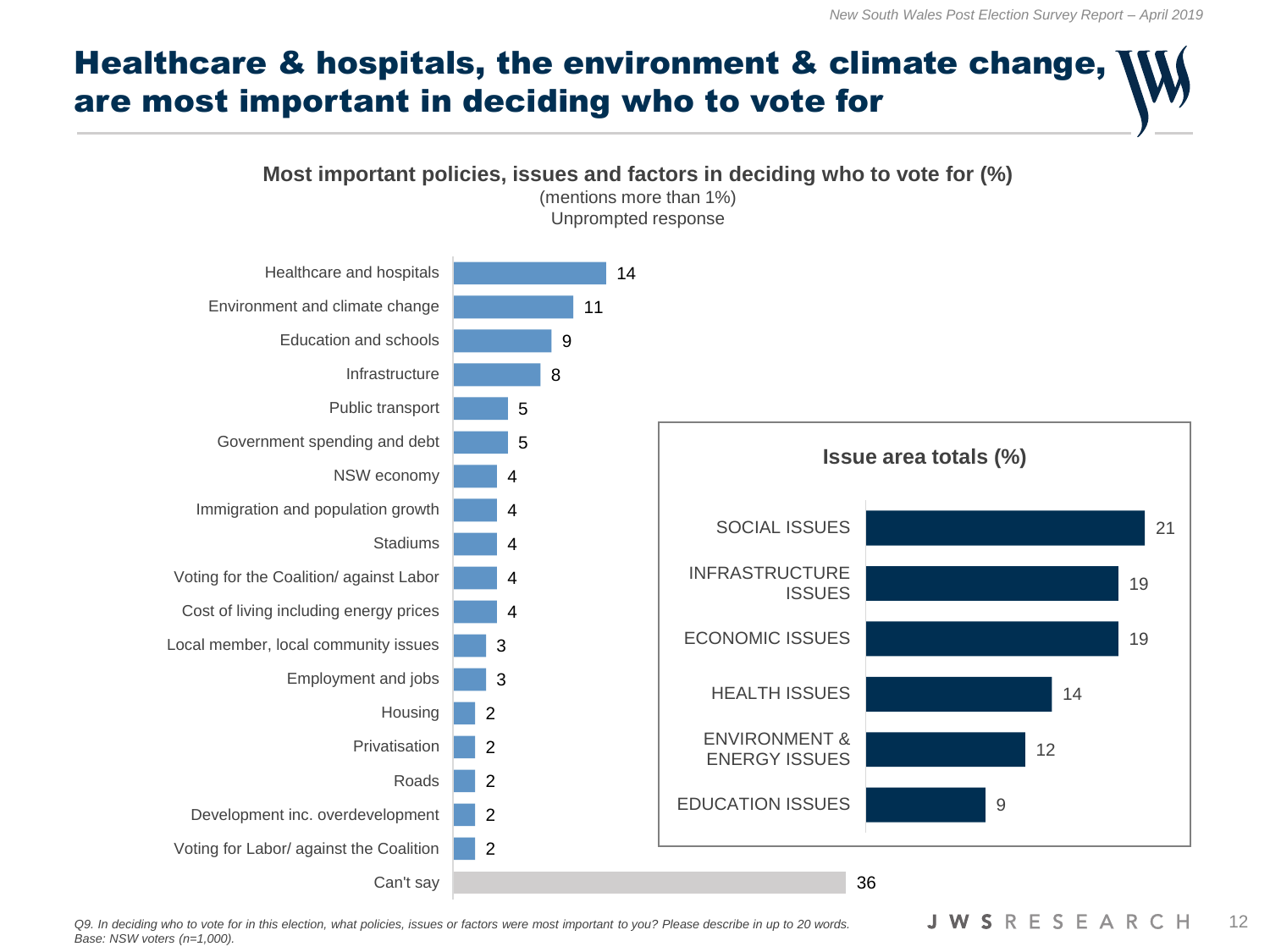# Healthcare & hospitals, the environment & climate change, are most important in deciding who to vote for

**Most important policies, issues and factors in deciding who to vote for (%)**
(mentions more than 1%)
Unprompted response

| Policy/issue/factor | % |
|---|---|
| Healthcare and hospitals | 14 |
| Environment and climate change | 11 |
| Education and schools | 9 |
| Infrastructure | 8 |
| Public transport | 5 |
| Government spending and debt | 5 |
| NSW economy | 4 |
| Immigration and population growth | 4 |
| Stadiums | 4 |
| Voting for the Coalition/ against Labor | 4 |
| Cost of living including energy prices | 4 |
| Local member, local community issues | 3 |
| Employment and jobs | 3 |
| Housing | 2 |
| Privatisation | 2 |
| Roads | 2 |
| Development inc. overdevelopment | 2 |
| Voting for Labor/ against the Coalition | 2 |
| Can't say | 36 |

**Issue area totals (%)**

| Issue area | % |
|---|---|
| SOCIAL ISSUES | 21 |
| INFRASTRUCTURE ISSUES | 19 |
| ECONOMIC ISSUES | 19 |
| HEALTH ISSUES | 14 |
| ENVIRONMENT & ENERGY ISSUES | 12 |
| EDUCATION ISSUES | 9 |

*Q9. In deciding who to vote for in this election, what policies, issues or factors were most important to you? Please describe in up to 20 words.*
*Base: NSW voters (n=1,000).*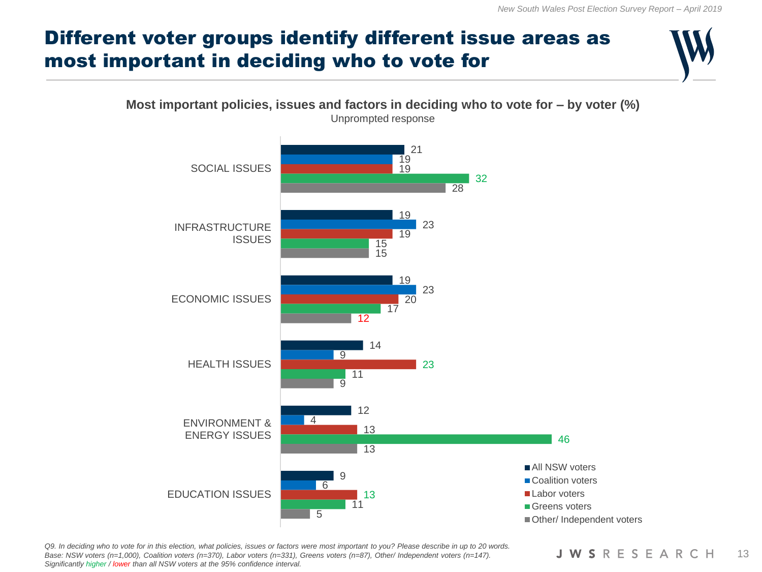# Different voter groups identify different issue areas as most important in deciding who to vote for

**Most important policies, issues and factors in deciding who to vote for – by voter (%)**
Unprompted response

| | All NSW voters | Coalition voters | Labor voters | Greens voters | Other/ Independent voters |
|---|---|---|---|---|---|
| SOCIAL ISSUES | 21 | 19 | 19 | 32 | 28 |
| INFRASTRUCTURE ISSUES | 19 | 23 | 19 | 15 | 15 |
| ECONOMIC ISSUES | 19 | 23 | 20 | 17 | 12 |
| HEALTH ISSUES | 14 | 9 | 23 | 11 | 9 |
| ENVIRONMENT & ENERGY ISSUES | 12 | 4 | 13 | 46 | 13 |
| EDUCATION ISSUES | 9 | 6 | 13 | 11 | 5 |

Significantly higher: Greens – Social issues (32), Environment & energy issues (46); Labor – Health issues (23), Education issues (13). Significantly lower: Other/ Independent – Economic issues (12).

*Q9. In deciding who to vote for in this election, what policies, issues or factors were most important to you? Please describe in up to 20 words.*
*Base: NSW voters (n=1,000), Coalition voters (n=370), Labor voters (n=331), Greens voters (n=87), Other/ Independent voters (n=147).*
*Significantly higher / lower than all NSW voters at the 95% confidence interval.*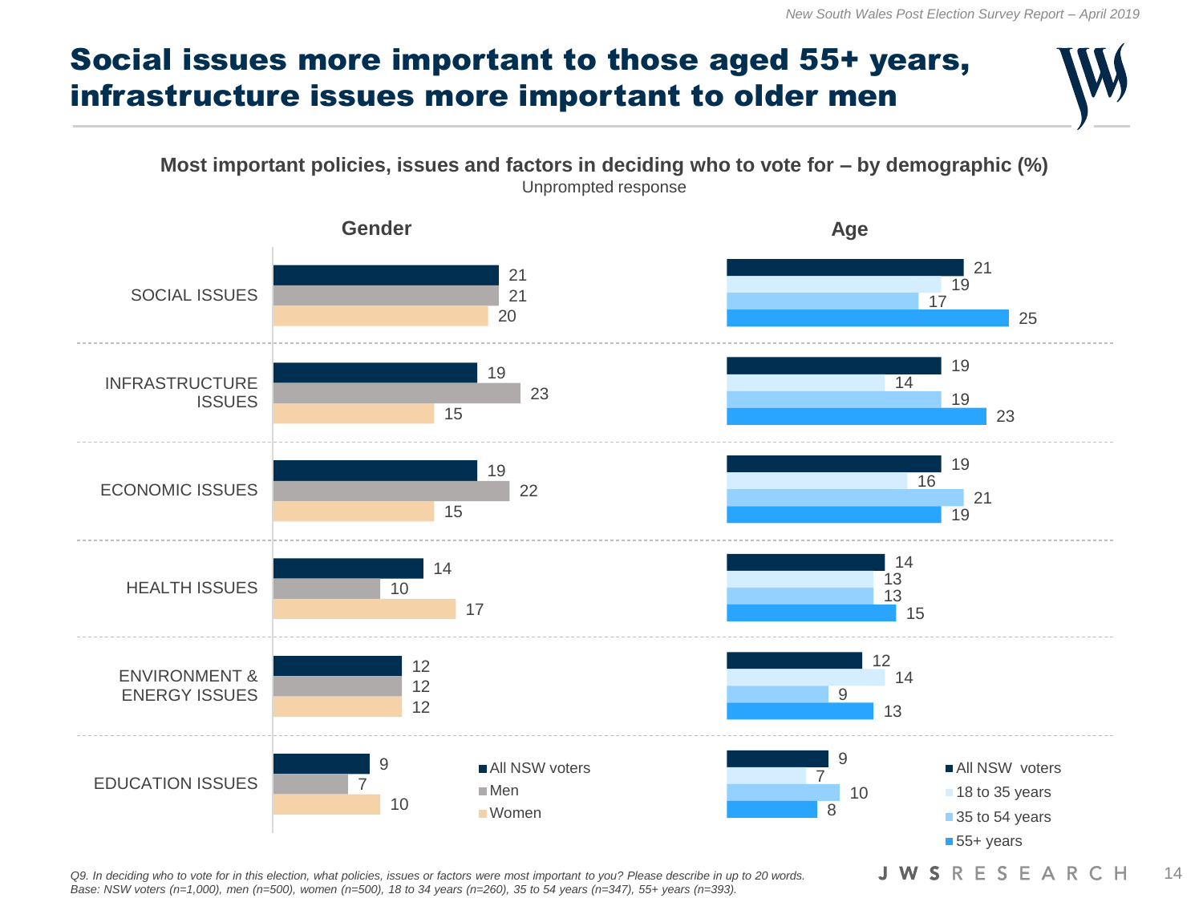# Social issues more important to those aged 55+ years, infrastructure issues more important to older men

**Most important policies, issues and factors in deciding who to vote for – by demographic (%)**
Unprompted response

| | Gender | | | Age | | | |
|---|---|---|---|---|---|---|---|
| | All NSW voters | Men | Women | All NSW voters | 18 to 35 years | 35 to 54 years | 55+ years |
| SOCIAL ISSUES | 21 | 21 | 20 | 21 | 19 | 17 | 25 |
| INFRASTRUCTURE ISSUES | 19 | 23 | 15 | 19 | 14 | 19 | 23 |
| ECONOMIC ISSUES | 19 | 22 | 15 | 19 | 16 | 21 | 19 |
| HEALTH ISSUES | 14 | 10 | 17 | 14 | 13 | 13 | 15 |
| ENVIRONMENT & ENERGY ISSUES | 12 | 12 | 12 | 12 | 14 | 9 | 13 |
| EDUCATION ISSUES | 9 | 7 | 10 | 9 | 7 | 10 | 8 |

*Q9. In deciding who to vote for in this election, what policies, issues or factors were most important to you? Please describe in up to 20 words.*
*Base: NSW voters (n=1,000), men (n=500), women (n=500), 18 to 34 years (n=260), 35 to 54 years (n=347), 55+ years (n=393).*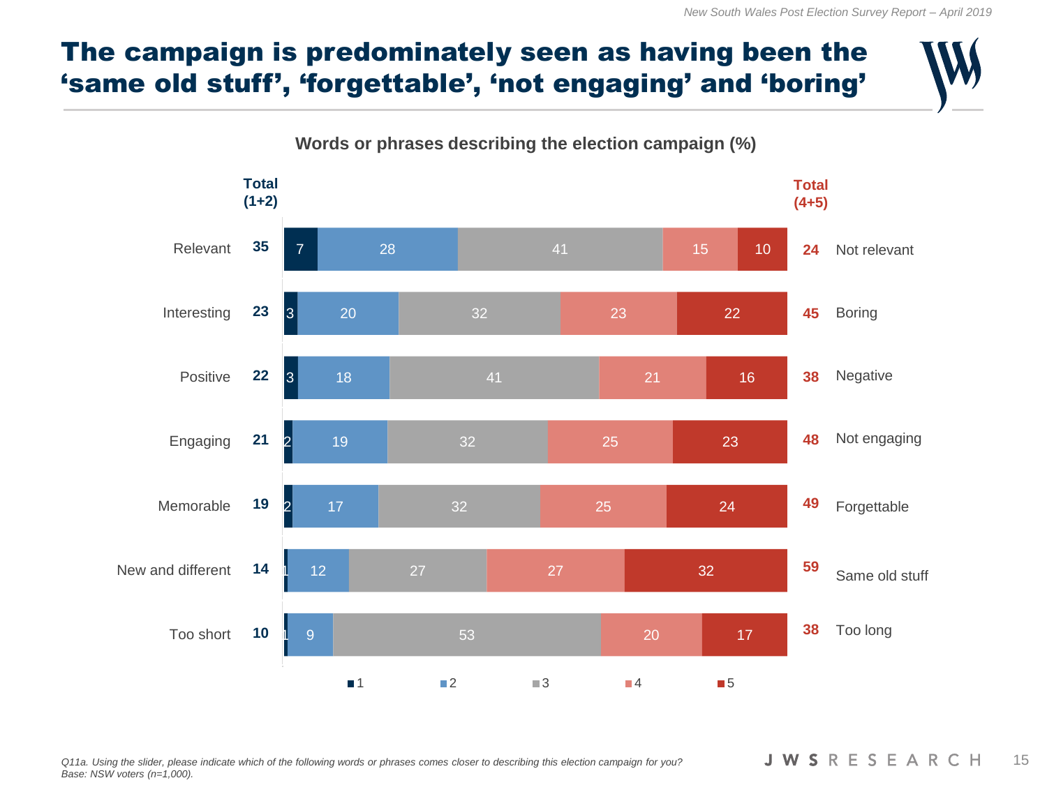# The campaign is predominately seen as having been the ‘same old stuff’, ‘forgettable’, ‘not engaging’ and ‘boring’

**Words or phrases describing the election campaign (%)**

| | Total (1+2) | 1 | 2 | 3 | 4 | 5 | Total (4+5) | |
|---|---|---|---|---|---|---|---|---|
| Relevant | 35 | 7 | 28 | 41 | 15 | 10 | 24 | Not relevant |
| Interesting | 23 | 3 | 20 | 32 | 23 | 22 | 45 | Boring |
| Positive | 22 | 3 | 18 | 41 | 21 | 16 | 38 | Negative |
| Engaging | 21 | 2 | 19 | 32 | 25 | 23 | 48 | Not engaging |
| Memorable | 19 | 2 | 17 | 32 | 25 | 24 | 49 | Forgettable |
| New and different | 14 | 1 | 12 | 27 | 27 | 32 | 59 | Same old stuff |
| Too short | 10 | 1 | 9 | 53 | 20 | 17 | 38 | Too long |

*Q11a. Using the slider, please indicate which of the following words or phrases comes closer to describing this election campaign for you?*
*Base: NSW voters (n=1,000).*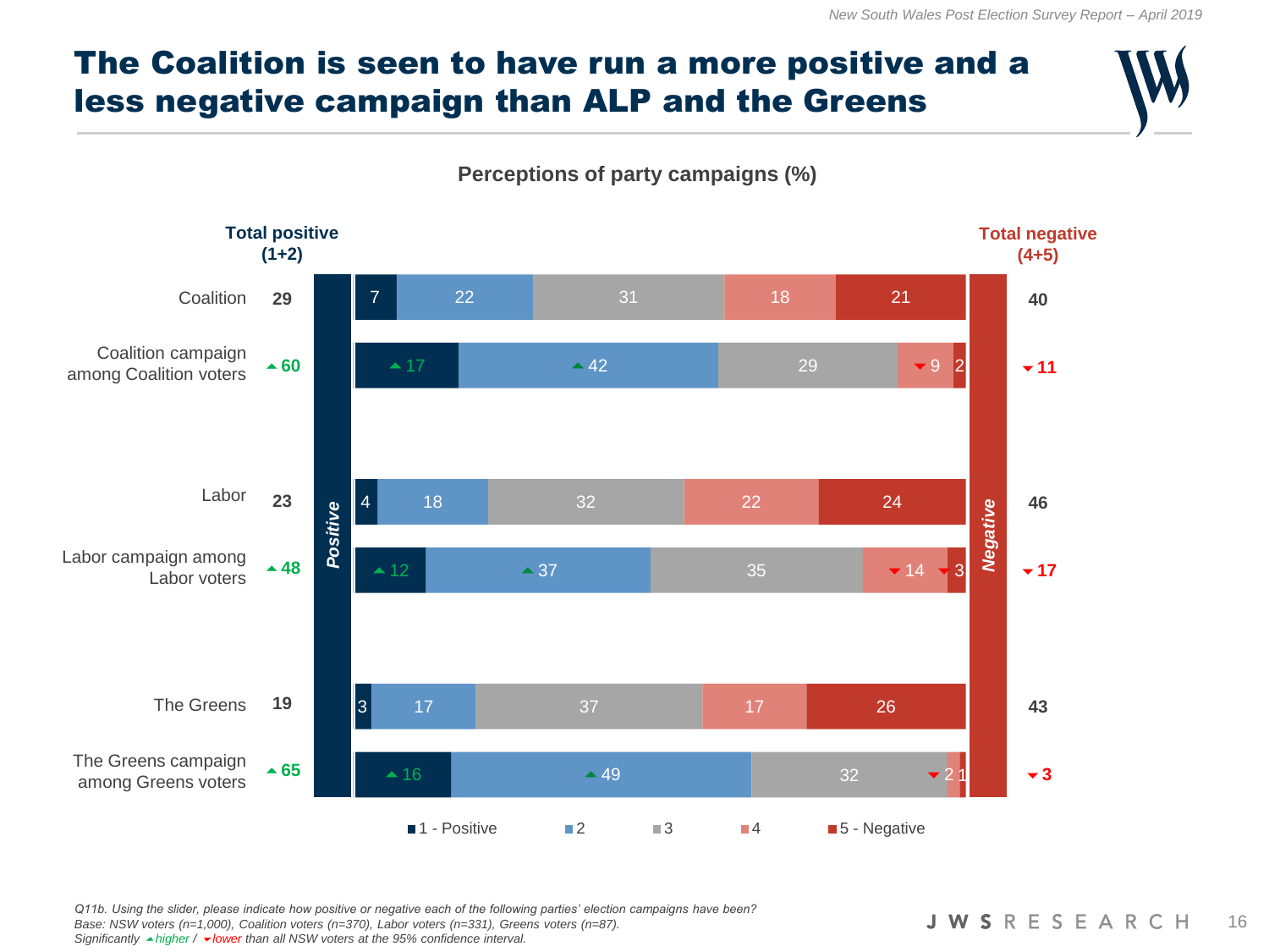# The Coalition is seen to have run a more positive and a less negative campaign than ALP and the Greens

**Perceptions of party campaigns (%)**

| | Total positive (1+2) | 1 - Positive | 2 | 3 | 4 | 5 - Negative | Total negative (4+5) |
|---|---|---|---|---|---|---|---|
| Coalition | 29 | 7 | 22 | 31 | 18 | 21 | 40 |
| Coalition campaign among Coalition voters | ▲60 | ▲17 | ▲42 | 29 | ▼9 | 2 | ▼11 |
| Labor | 23 | 4 | 18 | 32 | 22 | 24 | 46 |
| Labor campaign among Labor voters | ▲48 | ▲12 | ▲37 | 35 | ▼14 | ▼3 | ▼17 |
| The Greens | 19 | 3 | 17 | 37 | 17 | 26 | 43 |
| The Greens campaign among Greens voters | ▲65 | ▲16 | ▲49 | 32 | ▼2 | 1 | ▼3 |

*Q11b. Using the slider, please indicate how positive or negative each of the following parties' election campaigns have been?*
*Base: NSW voters (n=1,000), Coalition voters (n=370), Labor voters (n=331), Greens voters (n=87).*
*Significantly ▲higher / ▼lower than all NSW voters at the 95% confidence interval.*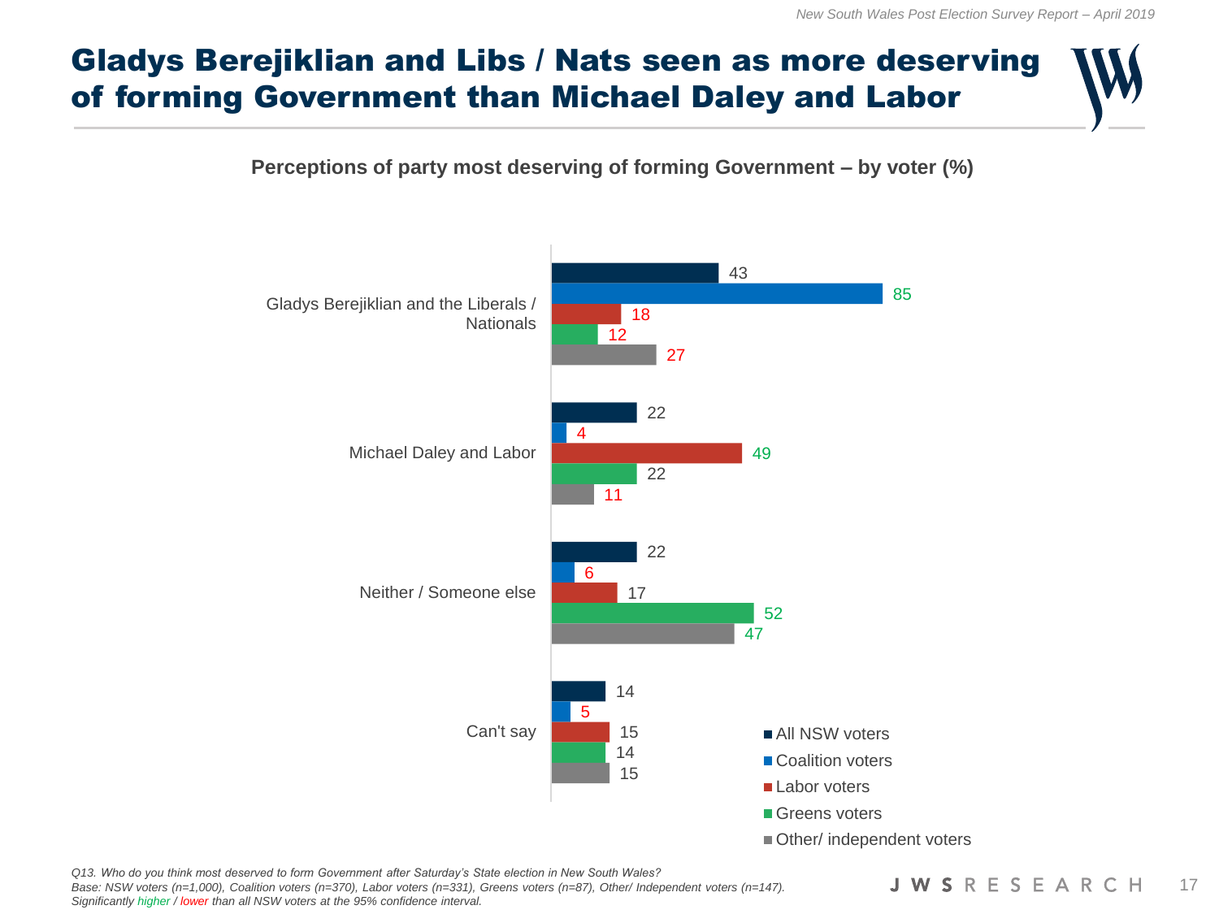# Gladys Berejiklian and Libs / Nats seen as more deserving of forming Government than Michael Daley and Labor

**Perceptions of party most deserving of forming Government – by voter (%)**

| | All NSW voters | Coalition voters | Labor voters | Greens voters | Other/ independent voters |
|---|---|---|---|---|---|
| Gladys Berejiklian and the Liberals / Nationals | 43 | 85 | 18 | 12 | 27 |
| Michael Daley and Labor | 22 | 4 | 49 | 22 | 11 |
| Neither / Someone else | 22 | 6 | 17 | 52 | 47 |
| Can't say | 14 | 5 | 15 | 14 | 15 |

*Q13. Who do you think most deserved to form Government after Saturday's State election in New South Wales?*
*Base: NSW voters (n=1,000), Coalition voters (n=370), Labor voters (n=331), Greens voters (n=87), Other/ Independent voters (n=147).*
*Significantly higher / lower than all NSW voters at the 95% confidence interval.*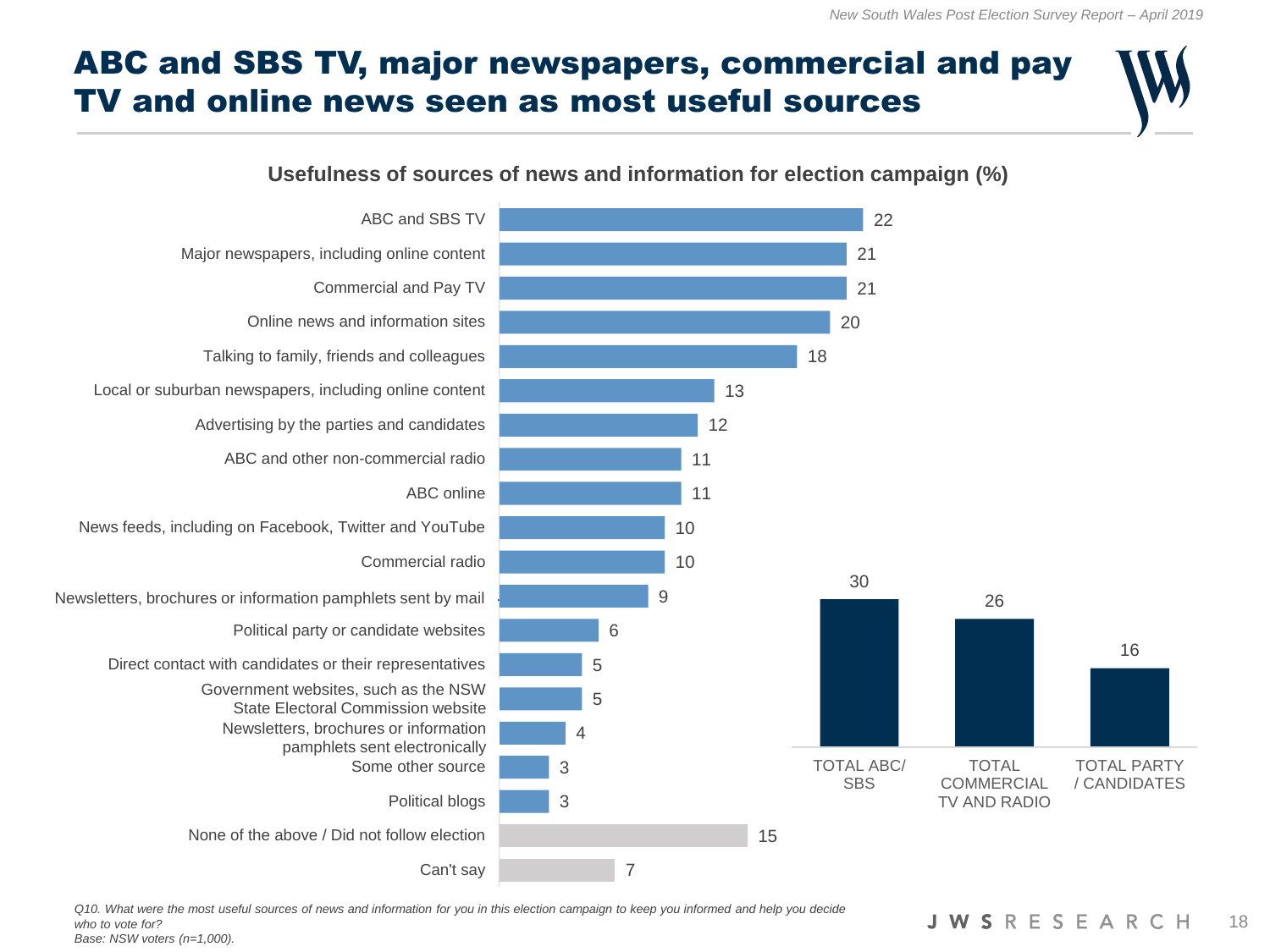# ABC and SBS TV, major newspapers, commercial and pay TV and online news seen as most useful sources

## Usefulness of sources of news and information for election campaign (%)

| Source | % |
|---|---|
| ABC and SBS TV | 22 |
| Major newspapers, including online content | 21 |
| Commercial and Pay TV | 21 |
| Online news and information sites | 20 |
| Talking to family, friends and colleagues | 18 |
| Local or suburban newspapers, including online content | 13 |
| Advertising by the parties and candidates | 12 |
| ABC and other non-commercial radio | 11 |
| ABC online | 11 |
| News feeds, including on Facebook, Twitter and YouTube | 10 |
| Commercial radio | 10 |
| Newsletters, brochures or information pamphlets sent by mail | 9 |
| Political party or candidate websites | 6 |
| Direct contact with candidates or their representatives | 5 |
| Government websites, such as the NSW State Electoral Commission website | 5 |
| Newsletters, brochures or information pamphlets sent electronically | 4 |
| Some other source | 3 |
| Political blogs | 3 |
| None of the above / Did not follow election | 15 |
| Can't say | 7 |

| Total | % |
|---|---|
| TOTAL ABC/ SBS | 30 |
| TOTAL COMMERCIAL TV AND RADIO | 26 |
| TOTAL PARTY / CANDIDATES | 16 |

*Q10. What were the most useful sources of news and information for you in this election campaign to keep you informed and help you decide who to vote for?*
*Base: NSW voters (n=1,000).*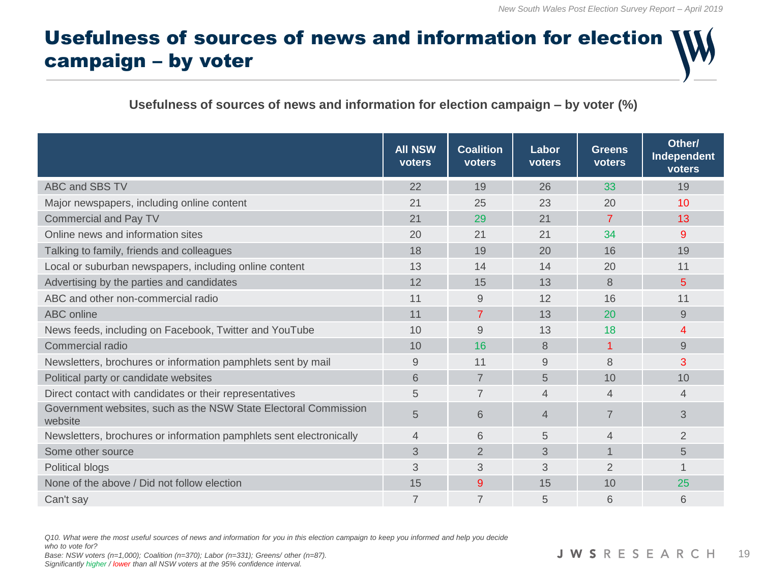# Usefulness of sources of news and information for election campaign – by voter

**Usefulness of sources of news and information for election campaign – by voter (%)**

| | All NSW voters | Coalition voters | Labor voters | Greens voters | Other/ Independent voters |
|---|---|---|---|---|---|
| ABC and SBS TV | 22 | 19 | 26 | 33 | 19 |
| Major newspapers, including online content | 21 | 25 | 23 | 20 | 10 |
| Commercial and Pay TV | 21 | 29 | 21 | 7 | 13 |
| Online news and information sites | 20 | 21 | 21 | 34 | 9 |
| Talking to family, friends and colleagues | 18 | 19 | 20 | 16 | 19 |
| Local or suburban newspapers, including online content | 13 | 14 | 14 | 20 | 11 |
| Advertising by the parties and candidates | 12 | 15 | 13 | 8 | 5 |
| ABC and other non-commercial radio | 11 | 9 | 12 | 16 | 11 |
| ABC online | 11 | 7 | 13 | 20 | 9 |
| News feeds, including on Facebook, Twitter and YouTube | 10 | 9 | 13 | 18 | 4 |
| Commercial radio | 10 | 16 | 8 | 1 | 9 |
| Newsletters, brochures or information pamphlets sent by mail | 9 | 11 | 9 | 8 | 3 |
| Political party or candidate websites | 6 | 7 | 5 | 10 | 10 |
| Direct contact with candidates or their representatives | 5 | 7 | 4 | 4 | 4 |
| Government websites, such as the NSW State Electoral Commission website | 5 | 6 | 4 | 7 | 3 |
| Newsletters, brochures or information pamphlets sent electronically | 4 | 6 | 5 | 4 | 2 |
| Some other source | 3 | 2 | 3 | 1 | 5 |
| Political blogs | 3 | 3 | 3 | 2 | 1 |
| None of the above / Did not follow election | 15 | 9 | 15 | 10 | 25 |
| Can't say | 7 | 7 | 5 | 6 | 6 |

*Q10. What were the most useful sources of news and information for you in this election campaign to keep you informed and help you decide who to vote for?*
*Base: NSW voters (n=1,000); Coalition (n=370); Labor (n=331); Greens/ other (n=87).*
*Significantly higher / lower than all NSW voters at the 95% confidence interval.*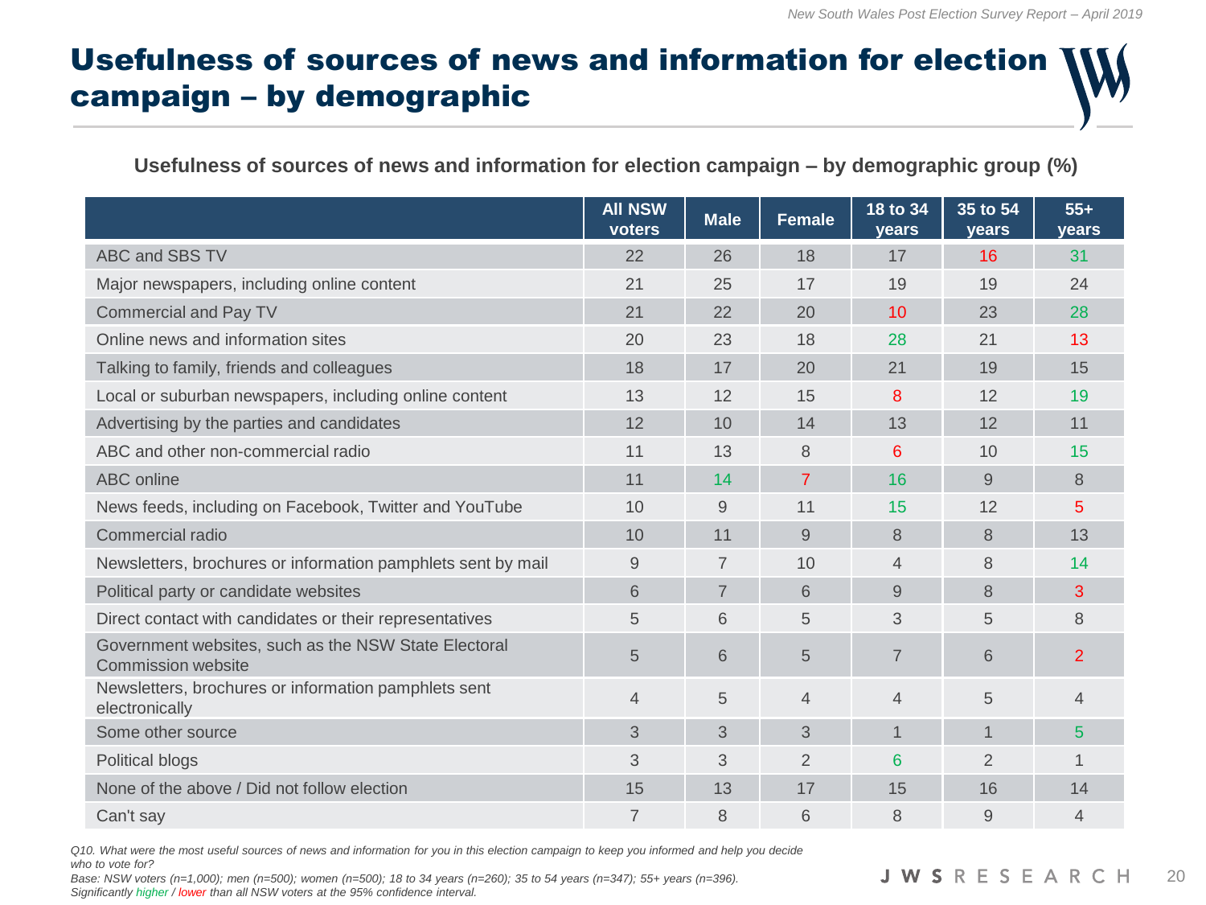# Usefulness of sources of news and information for election campaign – by demographic

**Usefulness of sources of news and information for election campaign – by demographic group (%)**

| | All NSW voters | Male | Female | 18 to 34 years | 35 to 54 years | 55+ years |
|---|---|---|---|---|---|---|
| ABC and SBS TV | 22 | 26 | 18 | 17 | 16 | 31 |
| Major newspapers, including online content | 21 | 25 | 17 | 19 | 19 | 24 |
| Commercial and Pay TV | 21 | 22 | 20 | 10 | 23 | 28 |
| Online news and information sites | 20 | 23 | 18 | 28 | 21 | 13 |
| Talking to family, friends and colleagues | 18 | 17 | 20 | 21 | 19 | 15 |
| Local or suburban newspapers, including online content | 13 | 12 | 15 | 8 | 12 | 19 |
| Advertising by the parties and candidates | 12 | 10 | 14 | 13 | 12 | 11 |
| ABC and other non-commercial radio | 11 | 13 | 8 | 6 | 10 | 15 |
| ABC online | 11 | 14 | 7 | 16 | 9 | 8 |
| News feeds, including on Facebook, Twitter and YouTube | 10 | 9 | 11 | 15 | 12 | 5 |
| Commercial radio | 10 | 11 | 9 | 8 | 8 | 13 |
| Newsletters, brochures or information pamphlets sent by mail | 9 | 7 | 10 | 4 | 8 | 14 |
| Political party or candidate websites | 6 | 7 | 6 | 9 | 8 | 3 |
| Direct contact with candidates or their representatives | 5 | 6 | 5 | 3 | 5 | 8 |
| Government websites, such as the NSW State Electoral Commission website | 5 | 6 | 5 | 7 | 6 | 2 |
| Newsletters, brochures or information pamphlets sent electronically | 4 | 5 | 4 | 4 | 5 | 4 |
| Some other source | 3 | 3 | 3 | 1 | 1 | 5 |
| Political blogs | 3 | 3 | 2 | 6 | 2 | 1 |
| None of the above / Did not follow election | 15 | 13 | 17 | 15 | 16 | 14 |
| Can't say | 7 | 8 | 6 | 8 | 9 | 4 |

*Q10. What were the most useful sources of news and information for you in this election campaign to keep you informed and help you decide who to vote for?*
*Base: NSW voters (n=1,000); men (n=500); women (n=500); 18 to 34 years (n=260); 35 to 54 years (n=347); 55+ years (n=396).*
*Significantly higher / lower than all NSW voters at the 95% confidence interval.*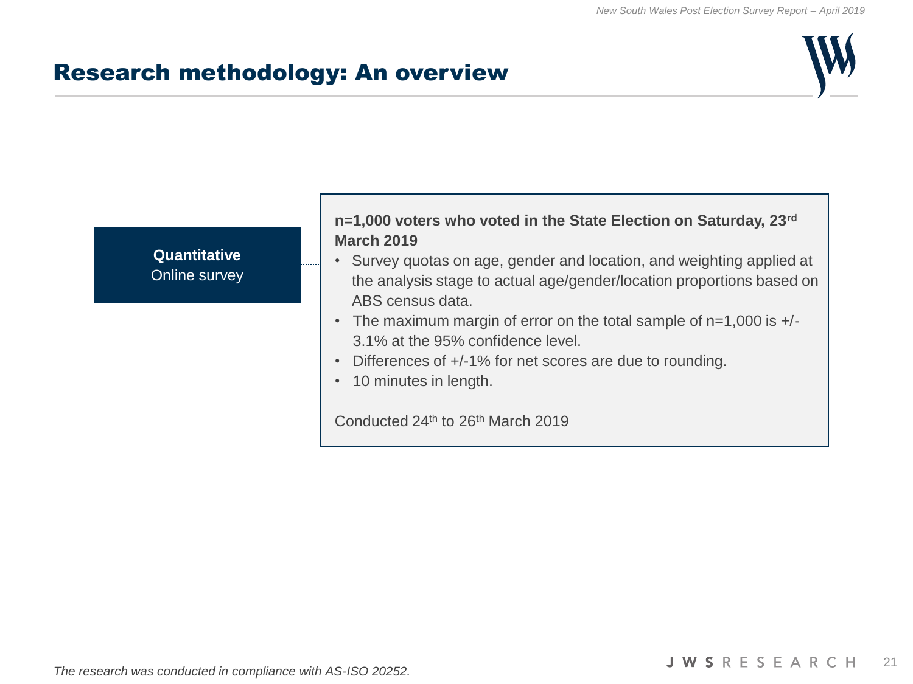# Research methodology: An overview

**Quantitative**
Online survey

**n=1,000 voters who voted in the State Election on Saturday, 23rd March 2019**

- Survey quotas on age, gender and location, and weighting applied at the analysis stage to actual age/gender/location proportions based on ABS census data.
- The maximum margin of error on the total sample of n=1,000 is +/- 3.1% at the 95% confidence level.
- Differences of +/-1% for net scores are due to rounding.
- 10 minutes in length.

Conducted 24th to 26th March 2019

*The research was conducted in compliance with AS-ISO 20252.*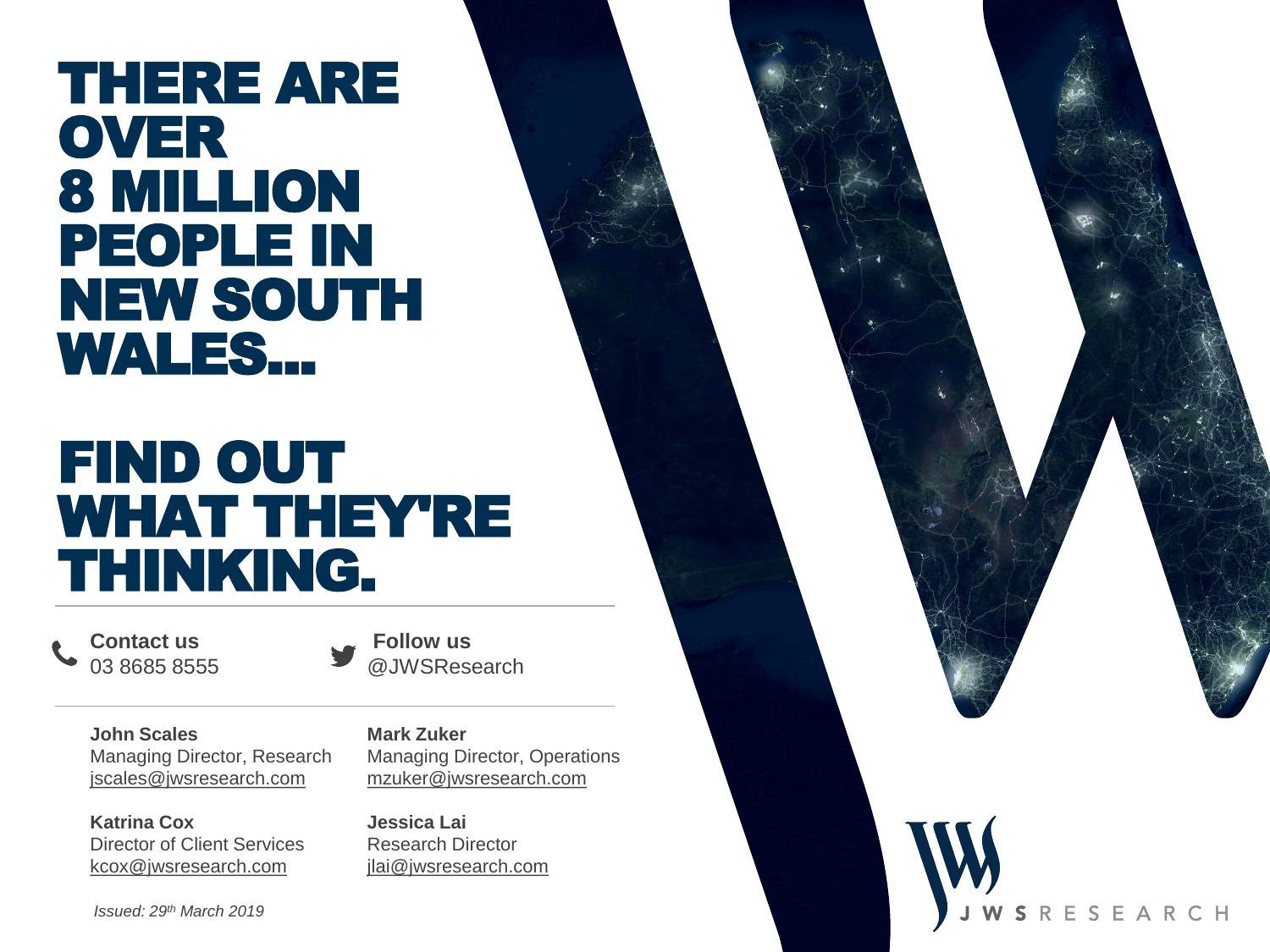# THERE ARE OVER 8 MILLION PEOPLE IN NEW SOUTH WALES...

# FIND OUT WHAT THEY'RE THINKING.

**Contact us**
03 8685 8555

**Follow us**
@JWSResearch

**John Scales**
Managing Director, Research
jscales@jwsresearch.com

**Mark Zuker**
Managing Director, Operations
mzuker@jwsresearch.com

**Katrina Cox**
Director of Client Services
kcox@jwsresearch.com

**Jessica Lai**
Research Director
jlai@jwsresearch.com

*Issued: 29th March 2019*

JWS RESEARCH